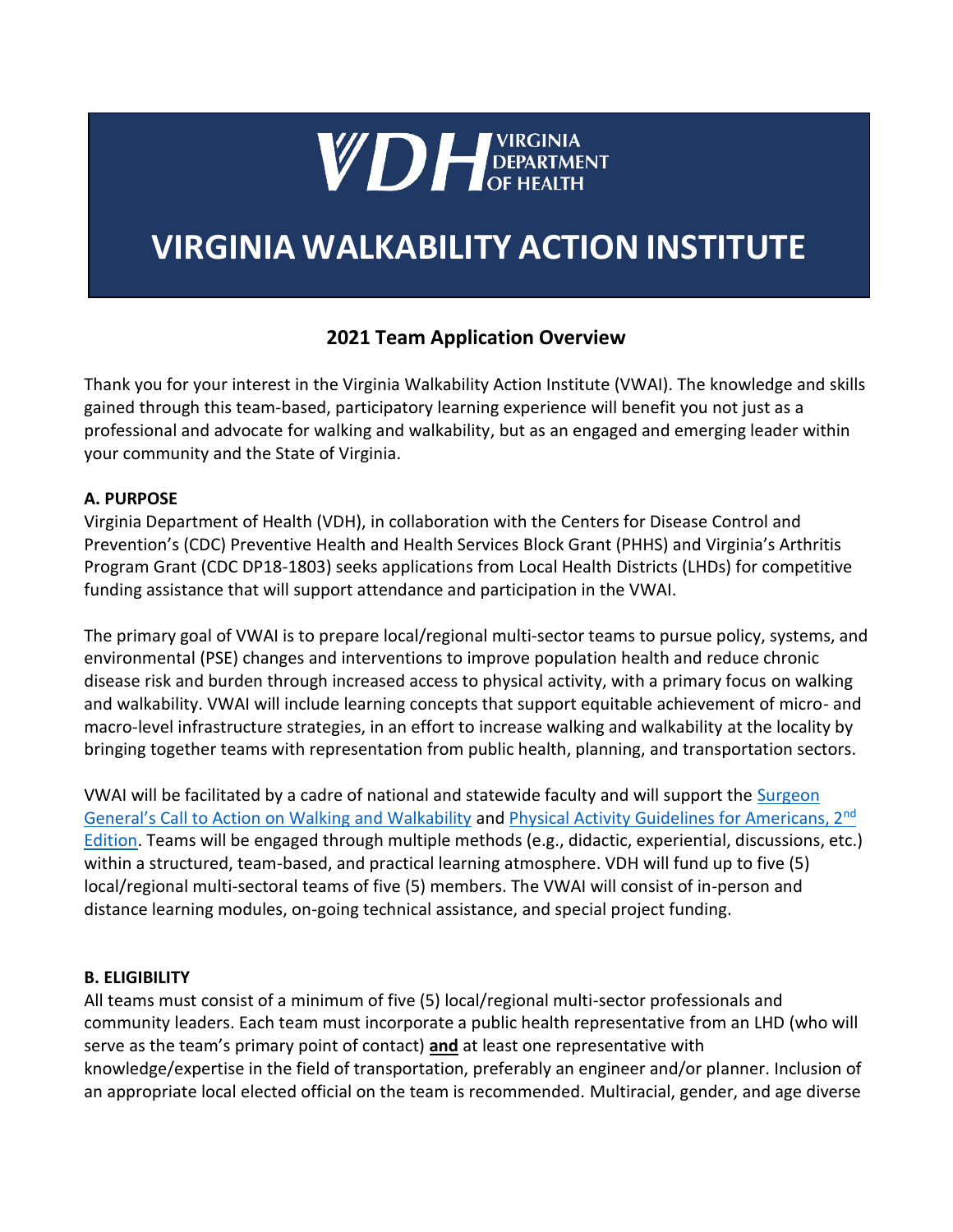# VDH VIRGINIA DEPARTMENT OF HEALTH

# VIRGINIA WALKABILITY ACTION INSTITUTE

## 2021 Team Application Overview

Thank you for your interest in the Virginia Walkability Action Institute (VWAI). The knowledge and skills gained through this team-based, participatory learning experience will benefit you not just as a professional and advocate for walking and walkability, but as an engaged and emerging leader within your community and the State of Virginia.

### A. PURPOSE

Virginia Department of Health (VDH), in collaboration with the Centers for Disease Control and Prevention's (CDC) Preventive Health and Health Services Block Grant (PHHS) and Virginia's Arthritis Program Grant (CDC DP18-1803) seeks applications from Local Health Districts (LHDs) for competitive funding assistance that will support attendance and participation in the VWAI.

The primary goal of VWAI is to prepare local/regional multi-sector teams to pursue policy, systems, and environmental (PSE) changes and interventions to improve population health and reduce chronic disease risk and burden through increased access to physical activity, with a primary focus on walking and walkability. VWAI will include learning concepts that support equitable achievement of micro- and macro-level infrastructure strategies, in an effort to increase walking and walkability at the locality by bringing together teams with representation from public health, planning, and transportation sectors.

VWAI will be facilitated by a cadre of national and statewide faculty and will support the Surgeon General's Call to Action on Walking and Walkability and Physical Activity Guidelines for Americans, 2nd Edition. Teams will be engaged through multiple methods (e.g., didactic, experiential, discussions, etc.) within a structured, team-based, and practical learning atmosphere. VDH will fund up to five (5) local/regional multi-sectoral teams of five (5) members. The VWAI will consist of in-person and distance learning modules, on-going technical assistance, and special project funding.

### B. ELIGIBILITY

All teams must consist of a minimum of five (5) local/regional multi-sector professionals and community leaders. Each team must incorporate a public health representative from an LHD (who will serve as the team's primary point of contact) **and** at least one representative with knowledge/expertise in the field of transportation, preferably an engineer and/or planner. Inclusion of an appropriate local elected official on the team is recommended. Multiracial, gender, and age diverse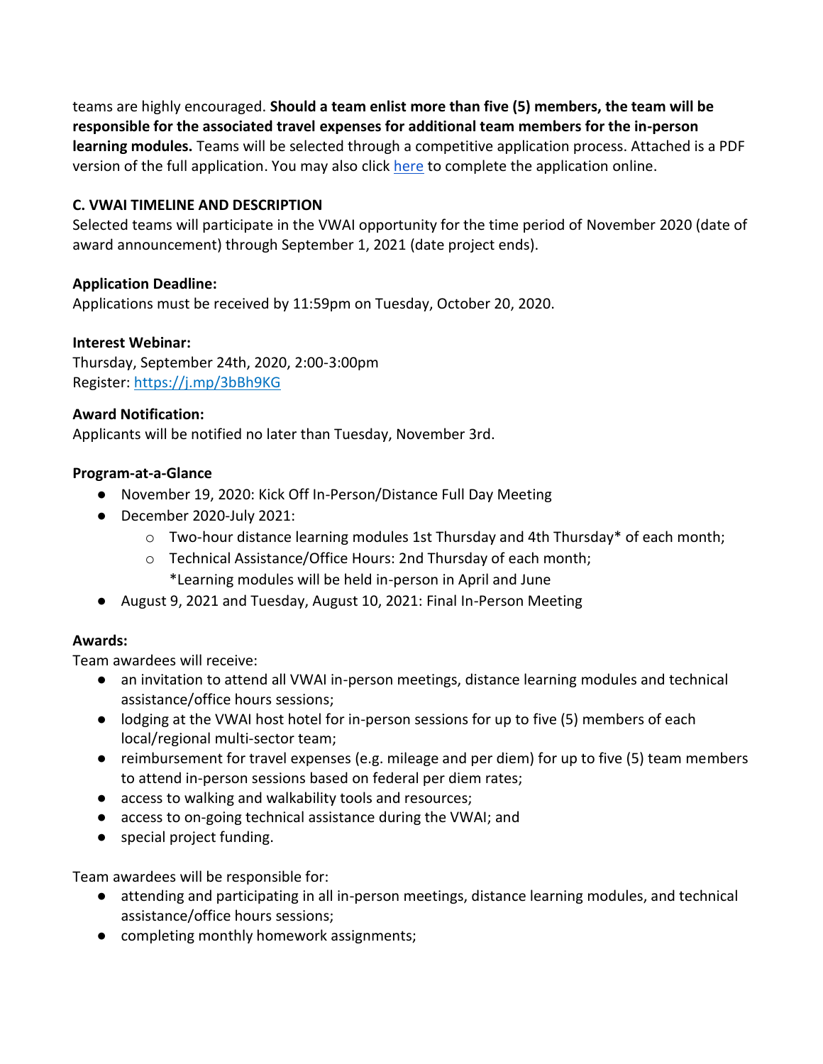teams are highly encouraged. **Should a team enlist more than five (5) members, the team will be responsible for the associated travel expenses for additional team members for the in-person learning modules.** Teams will be selected through a competitive application process. Attached is a PDF version of the full application. You may also click [here]() to complete the application online.

### C. VWAI TIMELINE AND DESCRIPTION

Selected teams will participate in the VWAI opportunity for the time period of November 2020 (date of award announcement) through September 1, 2021 (date project ends).

**Application Deadline:**
Applications must be received by 11:59pm on Tuesday, October 20, 2020.

**Interest Webinar:**
Thursday, September 24th, 2020, 2:00-3:00pm
Register: [https://j.mp/3bBh9KG](https://j.mp/3bBh9KG)

**Award Notification:**
Applicants will be notified no later than Tuesday, November 3rd.

**Program-at-a-Glance**

- November 19, 2020: Kick Off In-Person/Distance Full Day Meeting
- December 2020-July 2021:
  - Two-hour distance learning modules 1st Thursday and 4th Thursday* of each month;
  - Technical Assistance/Office Hours: 2nd Thursday of each month;
    *Learning modules will be held in-person in April and June
- August 9, 2021 and Tuesday, August 10, 2021: Final In-Person Meeting

**Awards:**
Team awardees will receive:

- an invitation to attend all VWAI in-person meetings, distance learning modules and technical assistance/office hours sessions;
- lodging at the VWAI host hotel for in-person sessions for up to five (5) members of each local/regional multi-sector team;
- reimbursement for travel expenses (e.g. mileage and per diem) for up to five (5) team members to attend in-person sessions based on federal per diem rates;
- access to walking and walkability tools and resources;
- access to on-going technical assistance during the VWAI; and
- special project funding.

Team awardees will be responsible for:

- attending and participating in all in-person meetings, distance learning modules, and technical assistance/office hours sessions;
- completing monthly homework assignments;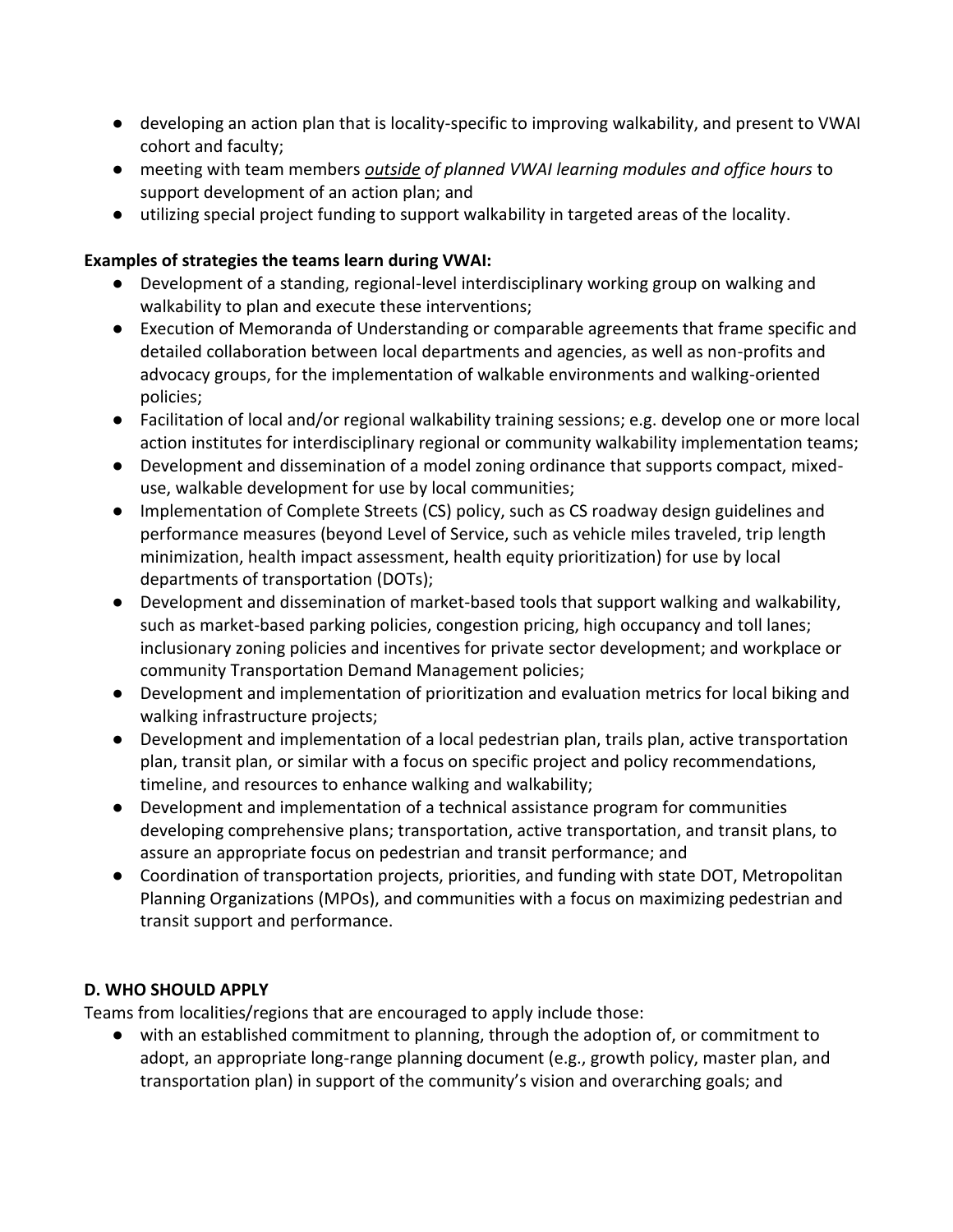- developing an action plan that is locality-specific to improving walkability, and present to VWAI cohort and faculty;
- meeting with team members ***outside*** *of planned VWAI learning modules and office hours* to support development of an action plan; and
- utilizing special project funding to support walkability in targeted areas of the locality.

**Examples of strategies the teams learn during VWAI:**

- Development of a standing, regional-level interdisciplinary working group on walking and walkability to plan and execute these interventions;
- Execution of Memoranda of Understanding or comparable agreements that frame specific and detailed collaboration between local departments and agencies, as well as non-profits and advocacy groups, for the implementation of walkable environments and walking-oriented policies;
- Facilitation of local and/or regional walkability training sessions; e.g. develop one or more local action institutes for interdisciplinary regional or community walkability implementation teams;
- Development and dissemination of a model zoning ordinance that supports compact, mixed-use, walkable development for use by local communities;
- Implementation of Complete Streets (CS) policy, such as CS roadway design guidelines and performance measures (beyond Level of Service, such as vehicle miles traveled, trip length minimization, health impact assessment, health equity prioritization) for use by local departments of transportation (DOTs);
- Development and dissemination of market-based tools that support walking and walkability, such as market-based parking policies, congestion pricing, high occupancy and toll lanes; inclusionary zoning policies and incentives for private sector development; and workplace or community Transportation Demand Management policies;
- Development and implementation of prioritization and evaluation metrics for local biking and walking infrastructure projects;
- Development and implementation of a local pedestrian plan, trails plan, active transportation plan, transit plan, or similar with a focus on specific project and policy recommendations, timeline, and resources to enhance walking and walkability;
- Development and implementation of a technical assistance program for communities developing comprehensive plans; transportation, active transportation, and transit plans, to assure an appropriate focus on pedestrian and transit performance; and
- Coordination of transportation projects, priorities, and funding with state DOT, Metropolitan Planning Organizations (MPOs), and communities with a focus on maximizing pedestrian and transit support and performance.

**D. WHO SHOULD APPLY**

Teams from localities/regions that are encouraged to apply include those:

- with an established commitment to planning, through the adoption of, or commitment to adopt, an appropriate long-range planning document (e.g., growth policy, master plan, and transportation plan) in support of the community's vision and overarching goals; and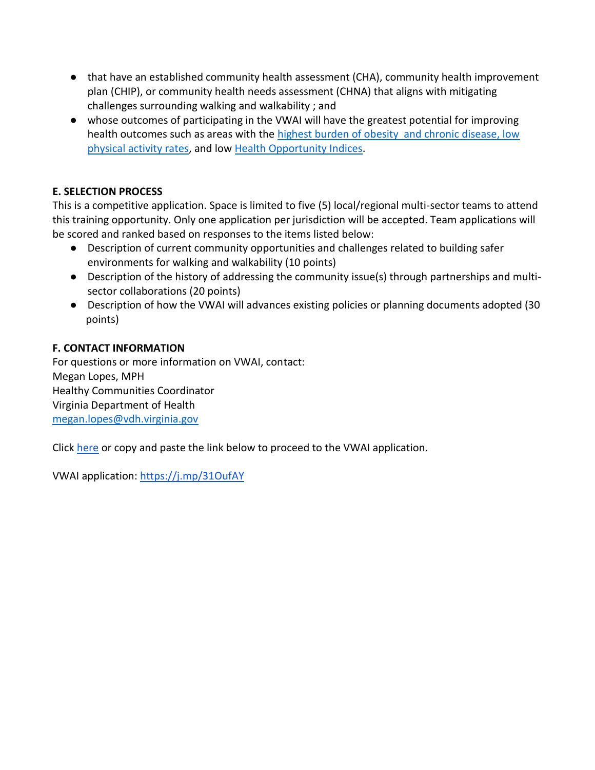- that have an established community health assessment (CHA), community health improvement plan (CHIP), or community health needs assessment (CHNA) that aligns with mitigating challenges surrounding walking and walkability ; and
- whose outcomes of participating in the VWAI will have the greatest potential for improving health outcomes such as areas with the [highest burden of obesity and chronic disease, low physical activity rates](), and low [Health Opportunity Indices]().

**E. SELECTION PROCESS**

This is a competitive application. Space is limited to five (5) local/regional multi-sector teams to attend this training opportunity. Only one application per jurisdiction will be accepted. Team applications will be scored and ranked based on responses to the items listed below:

- Description of current community opportunities and challenges related to building safer environments for walking and walkability (10 points)
- Description of the history of addressing the community issue(s) through partnerships and multi-sector collaborations (20 points)
- Description of how the VWAI will advances existing policies or planning documents adopted (30 points)

**F. CONTACT INFORMATION**

For questions or more information on VWAI, contact:
Megan Lopes, MPH
Healthy Communities Coordinator
Virginia Department of Health
megan.lopes@vdh.virginia.gov

Click [here]() or copy and paste the link below to proceed to the VWAI application.

VWAI application: https://j.mp/31OufAY